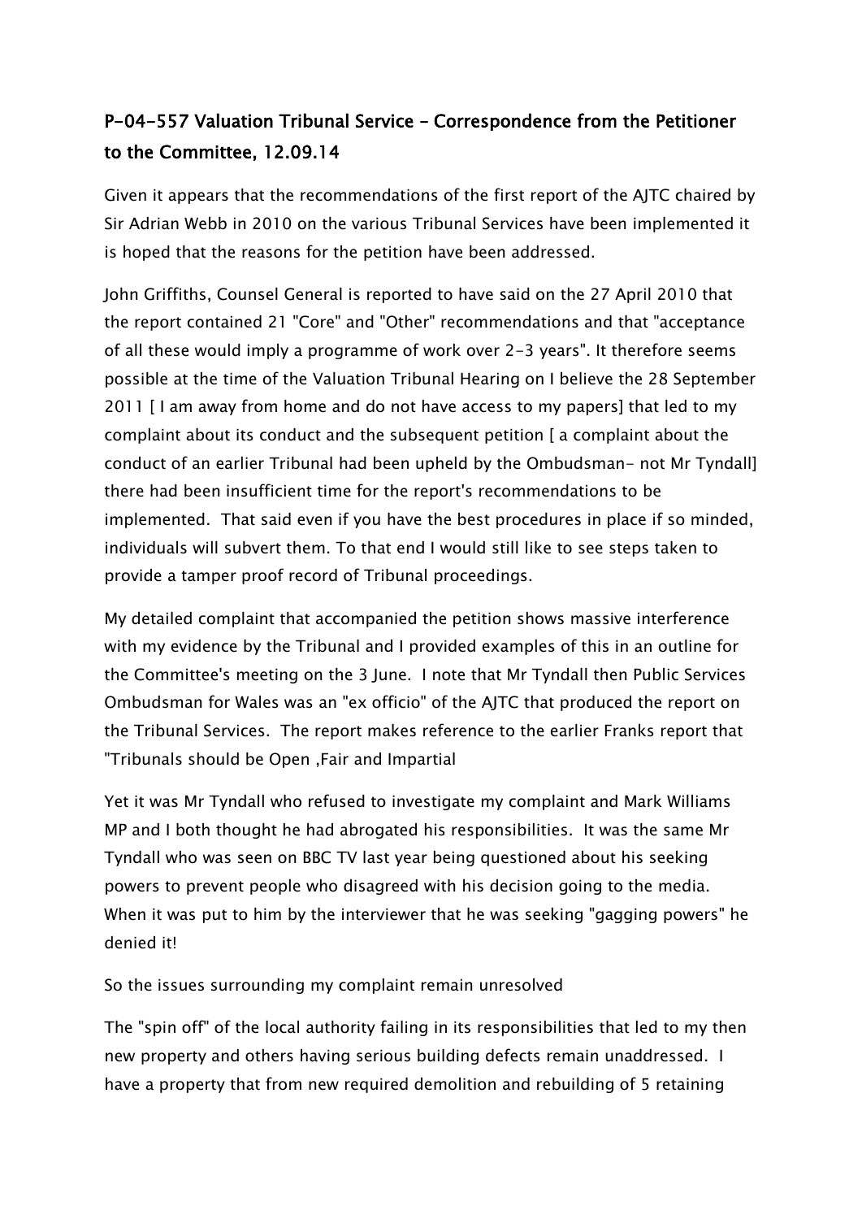# P-04-557 Valuation Tribunal Service – Correspondence from the Petitioner to the Committee, 12.09.14

Given it appears that the recommendations of the first report of the AJTC chaired by Sir Adrian Webb in 2010 on the various Tribunal Services have been implemented it is hoped that the reasons for the petition have been addressed.

John Griffiths, Counsel General is reported to have said on the 27 April 2010 that the report contained 21 "Core" and "Other" recommendations and that "acceptance of all these would imply a programme of work over 2-3 years". It therefore seems possible at the time of the Valuation Tribunal Hearing on I believe the 28 September 2011 [ I am away from home and do not have access to my papers] that led to my complaint about its conduct and the subsequent petition [ a complaint about the conduct of an earlier Tribunal had been upheld by the Ombudsman- not Mr Tyndall] there had been insufficient time for the report's recommendations to be implemented. That said even if you have the best procedures in place if so minded, individuals will subvert them. To that end I would still like to see steps taken to provide a tamper proof record of Tribunal proceedings.

My detailed complaint that accompanied the petition shows massive interference with my evidence by the Tribunal and I provided examples of this in an outline for the Committee's meeting on the 3 June. I note that Mr Tyndall then Public Services Ombudsman for Wales was an "ex officio" of the AJTC that produced the report on the Tribunal Services. The report makes reference to the earlier Franks report that "Tribunals should be Open ,Fair and Impartial

Yet it was Mr Tyndall who refused to investigate my complaint and Mark Williams MP and I both thought he had abrogated his responsibilities. It was the same Mr Tyndall who was seen on BBC TV last year being questioned about his seeking powers to prevent people who disagreed with his decision going to the media. When it was put to him by the interviewer that he was seeking "gagging powers" he denied it!

So the issues surrounding my complaint remain unresolved

The "spin off" of the local authority failing in its responsibilities that led to my then new property and others having serious building defects remain unaddressed. I have a property that from new required demolition and rebuilding of 5 retaining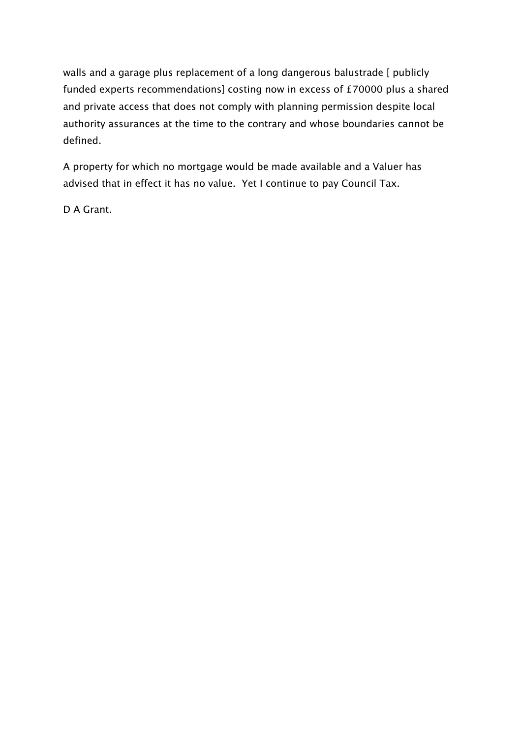walls and a garage plus replacement of a long dangerous balustrade [ publicly funded experts recommendations] costing now in excess of £70000 plus a shared and private access that does not comply with planning permission despite local authority assurances at the time to the contrary and whose boundaries cannot be defined.

A property for which no mortgage would be made available and a Valuer has advised that in effect it has no value. Yet I continue to pay Council Tax.

D A Grant.